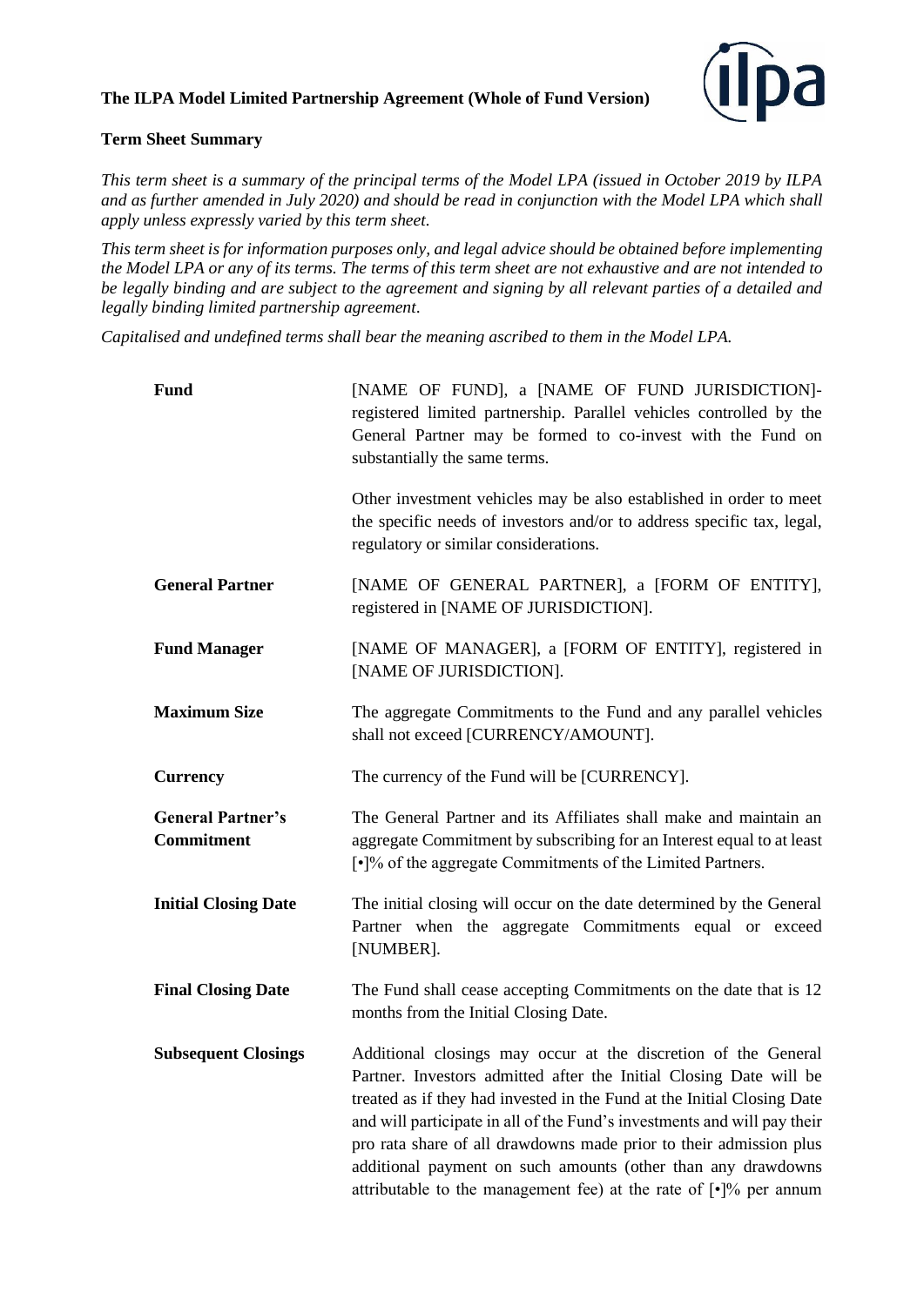**The ILPA Model Limited Partnership Agreement (Whole of Fund Version)**

**Term Sheet Summary**

*This term sheet is a summary of the principal terms of the Model LPA (issued in October 2019 by ILPA and as further amended in July 2020) and should be read in conjunction with the Model LPA which shall apply unless expressly varied by this term sheet.*

*This term sheet is for information purposes only, and legal advice should be obtained before implementing the Model LPA or any of its terms. The terms of this term sheet are not exhaustive and are not intended to be legally binding and are subject to the agreement and signing by all relevant parties of a detailed and legally binding limited partnership agreement.*

*Capitalised and undefined terms shall bear the meaning ascribed to them in the Model LPA.*

| | |
|---|---|
| **Fund** | [NAME OF FUND], a [NAME OF FUND JURISDICTION]-registered limited partnership. Parallel vehicles controlled by the General Partner may be formed to co-invest with the Fund on substantially the same terms.<br><br>Other investment vehicles may be also established in order to meet the specific needs of investors and/or to address specific tax, legal, regulatory or similar considerations. |
| **General Partner** | [NAME OF GENERAL PARTNER], a [FORM OF ENTITY], registered in [NAME OF JURISDICTION]. |
| **Fund Manager** | [NAME OF MANAGER], a [FORM OF ENTITY], registered in [NAME OF JURISDICTION]. |
| **Maximum Size** | The aggregate Commitments to the Fund and any parallel vehicles shall not exceed [CURRENCY/AMOUNT]. |
| **Currency** | The currency of the Fund will be [CURRENCY]. |
| **General Partner's Commitment** | The General Partner and its Affiliates shall make and maintain an aggregate Commitment by subscribing for an Interest equal to at least [•]% of the aggregate Commitments of the Limited Partners. |
| **Initial Closing Date** | The initial closing will occur on the date determined by the General Partner when the aggregate Commitments equal or exceed [NUMBER]. |
| **Final Closing Date** | The Fund shall cease accepting Commitments on the date that is 12 months from the Initial Closing Date. |
| **Subsequent Closings** | Additional closings may occur at the discretion of the General Partner. Investors admitted after the Initial Closing Date will be treated as if they had invested in the Fund at the Initial Closing Date and will participate in all of the Fund's investments and will pay their pro rata share of all drawdowns made prior to their admission plus additional payment on such amounts (other than any drawdowns attributable to the management fee) at the rate of [•]% per annum |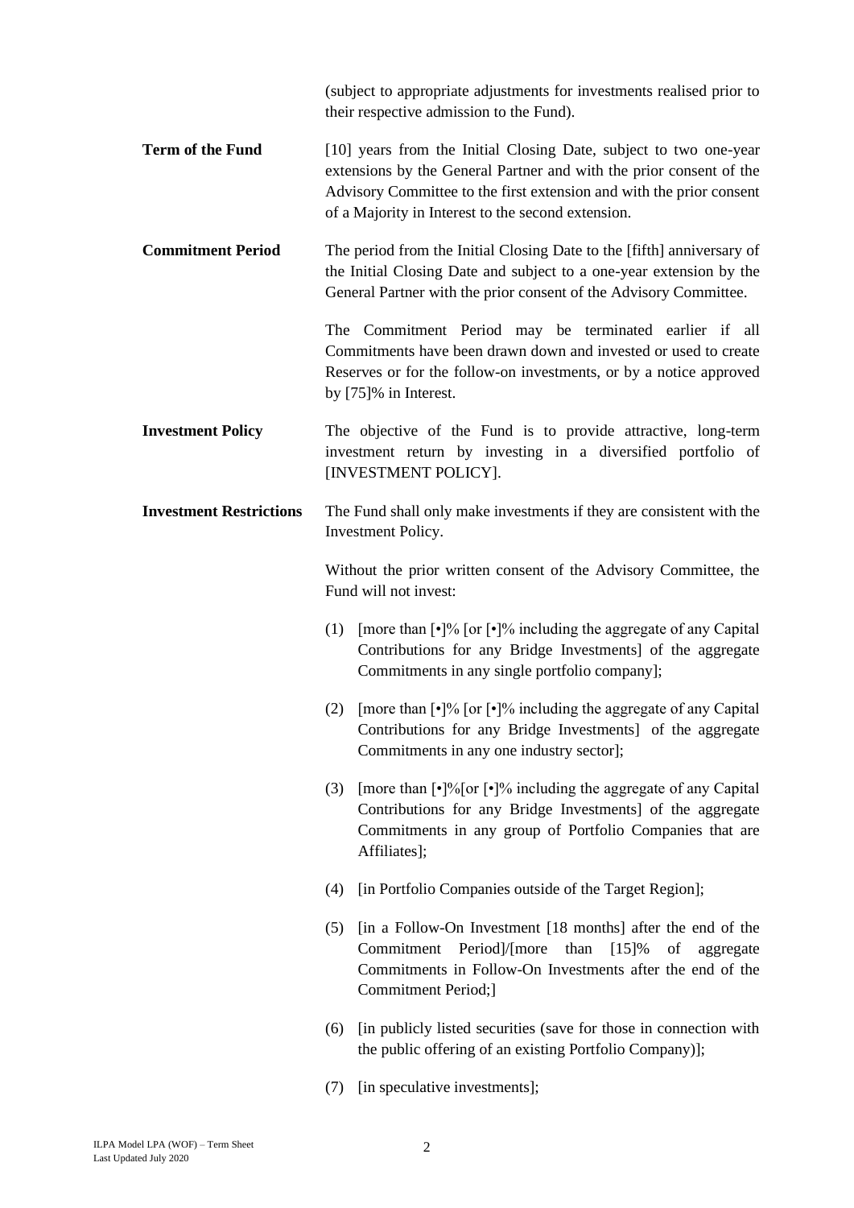(subject to appropriate adjustments for investments realised prior to their respective admission to the Fund).

| | |
|---|---|
| **Term of the Fund** | [10] years from the Initial Closing Date, subject to two one-year extensions by the General Partner and with the prior consent of the Advisory Committee to the first extension and with the prior consent of a Majority in Interest to the second extension. |
| **Commitment Period** | The period from the Initial Closing Date to the [fifth] anniversary of the Initial Closing Date and subject to a one-year extension by the General Partner with the prior consent of the Advisory Committee.<br><br>The Commitment Period may be terminated earlier if all Commitments have been drawn down and invested or used to create Reserves or for the follow-on investments, or by a notice approved by [75]% in Interest. |
| **Investment Policy** | The objective of the Fund is to provide attractive, long-term investment return by investing in a diversified portfolio of [INVESTMENT POLICY]. |
| **Investment Restrictions** | The Fund shall only make investments if they are consistent with the Investment Policy.<br><br>Without the prior written consent of the Advisory Committee, the Fund will not invest:<br><br>(1) [more than [•]% [or [•]% including the aggregate of any Capital Contributions for any Bridge Investments] of the aggregate Commitments in any single portfolio company];<br><br>(2) [more than [•]% [or [•]% including the aggregate of any Capital Contributions for any Bridge Investments] of the aggregate Commitments in any one industry sector];<br><br>(3) [more than [•]%[or [•]% including the aggregate of any Capital Contributions for any Bridge Investments] of the aggregate Commitments in any group of Portfolio Companies that are Affiliates];<br><br>(4) [in Portfolio Companies outside of the Target Region];<br><br>(5) [in a Follow-On Investment [18 months] after the end of the Commitment Period]/[more than [15]% of aggregate Commitments in Follow-On Investments after the end of the Commitment Period;]<br><br>(6) [in publicly listed securities (save for those in connection with the public offering of an existing Portfolio Company)];<br><br>(7) [in speculative investments]; |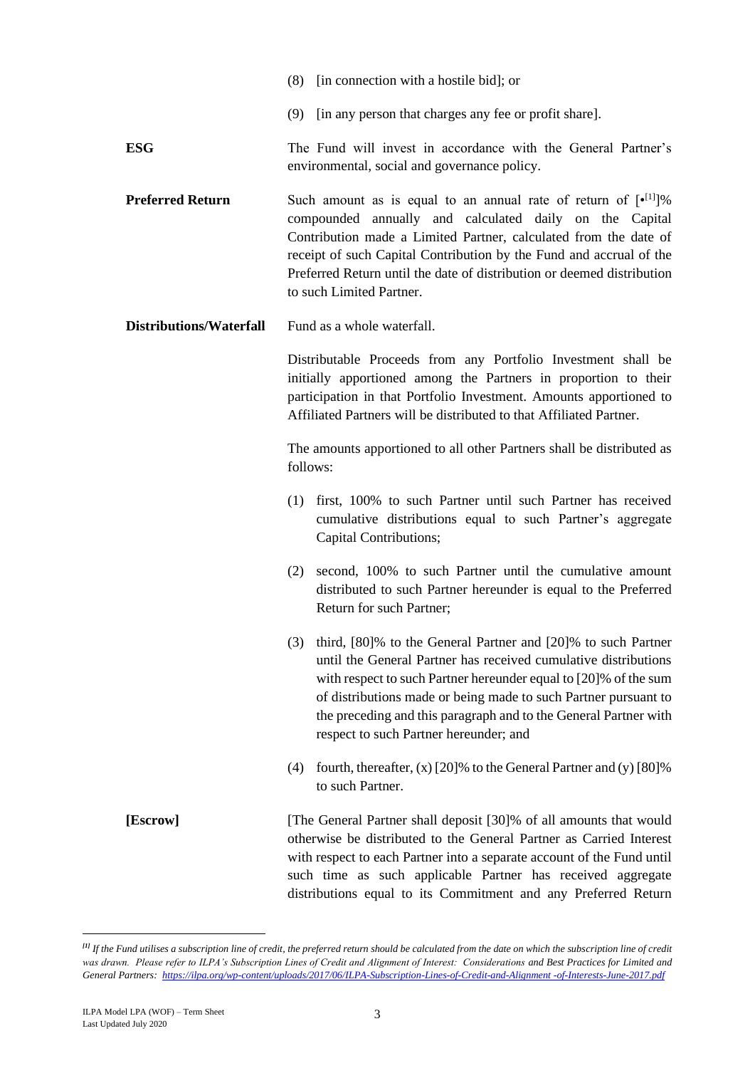(8) [in connection with a hostile bid]; or

(9) [in any person that charges any fee or profit share].

**ESG**

The Fund will invest in accordance with the General Partner's environmental, social and governance policy.

**Preferred Return**

Such amount as is equal to an annual rate of return of [•[1]]% compounded annually and calculated daily on the Capital Contribution made a Limited Partner, calculated from the date of receipt of such Capital Contribution by the Fund and accrual of the Preferred Return until the date of distribution or deemed distribution to such Limited Partner.

**Distributions/Waterfall**

Fund as a whole waterfall.

Distributable Proceeds from any Portfolio Investment shall be initially apportioned among the Partners in proportion to their participation in that Portfolio Investment. Amounts apportioned to Affiliated Partners will be distributed to that Affiliated Partner.

The amounts apportioned to all other Partners shall be distributed as follows:

(1) first, 100% to such Partner until such Partner has received cumulative distributions equal to such Partner's aggregate Capital Contributions;

(2) second, 100% to such Partner until the cumulative amount distributed to such Partner hereunder is equal to the Preferred Return for such Partner;

(3) third, [80]% to the General Partner and [20]% to such Partner until the General Partner has received cumulative distributions with respect to such Partner hereunder equal to [20]% of the sum of distributions made or being made to such Partner pursuant to the preceding and this paragraph and to the General Partner with respect to such Partner hereunder; and

(4) fourth, thereafter, (x) [20]% to the General Partner and (y) [80]% to such Partner.

**[Escrow]**

[The General Partner shall deposit [30]% of all amounts that would otherwise be distributed to the General Partner as Carried Interest with respect to each Partner into a separate account of the Fund until such time as such applicable Partner has received aggregate distributions equal to its Commitment and any Preferred Return

---

[1] *If the Fund utilises a subscription line of credit, the preferred return should be calculated from the date on which the subscription line of credit was drawn. Please refer to ILPA's Subscription Lines of Credit and Alignment of Interest: Considerations and Best Practices for Limited and General Partners:* https://ilpa.org/wp-content/uploads/2017/06/ILPA-Subscription-Lines-of-Credit-and-Alignment-of-Interests-June-2017.pdf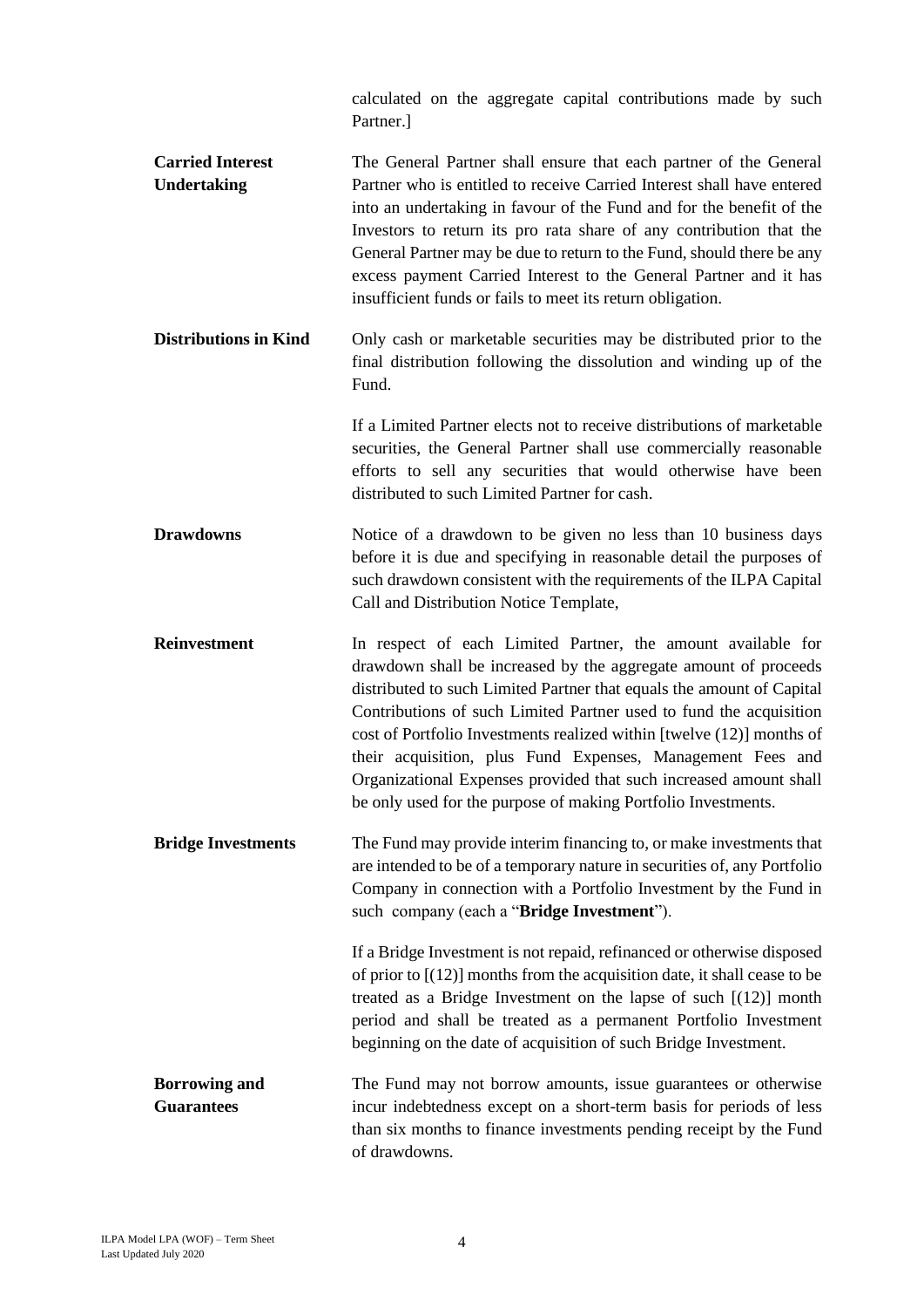calculated on the aggregate capital contributions made by such Partner.]

| | |
|---|---|
| **Carried Interest Undertaking** | The General Partner shall ensure that each partner of the General Partner who is entitled to receive Carried Interest shall have entered into an undertaking in favour of the Fund and for the benefit of the Investors to return its pro rata share of any contribution that the General Partner may be due to return to the Fund, should there be any excess payment Carried Interest to the General Partner and it has insufficient funds or fails to meet its return obligation. |
| **Distributions in Kind** | Only cash or marketable securities may be distributed prior to the final distribution following the dissolution and winding up of the Fund.<br><br>If a Limited Partner elects not to receive distributions of marketable securities, the General Partner shall use commercially reasonable efforts to sell any securities that would otherwise have been distributed to such Limited Partner for cash. |
| **Drawdowns** | Notice of a drawdown to be given no less than 10 business days before it is due and specifying in reasonable detail the purposes of such drawdown consistent with the requirements of the ILPA Capital Call and Distribution Notice Template, |
| **Reinvestment** | In respect of each Limited Partner, the amount available for drawdown shall be increased by the aggregate amount of proceeds distributed to such Limited Partner that equals the amount of Capital Contributions of such Limited Partner used to fund the acquisition cost of Portfolio Investments realized within [twelve (12)] months of their acquisition, plus Fund Expenses, Management Fees and Organizational Expenses provided that such increased amount shall be only used for the purpose of making Portfolio Investments. |
| **Bridge Investments** | The Fund may provide interim financing to, or make investments that are intended to be of a temporary nature in securities of, any Portfolio Company in connection with a Portfolio Investment by the Fund in such company (each a "**Bridge Investment**").<br><br>If a Bridge Investment is not repaid, refinanced or otherwise disposed of prior to [(12)] months from the acquisition date, it shall cease to be treated as a Bridge Investment on the lapse of such [(12)] month period and shall be treated as a permanent Portfolio Investment beginning on the date of acquisition of such Bridge Investment. |
| **Borrowing and Guarantees** | The Fund may not borrow amounts, issue guarantees or otherwise incur indebtedness except on a short-term basis for periods of less than six months to finance investments pending receipt by the Fund of drawdowns. |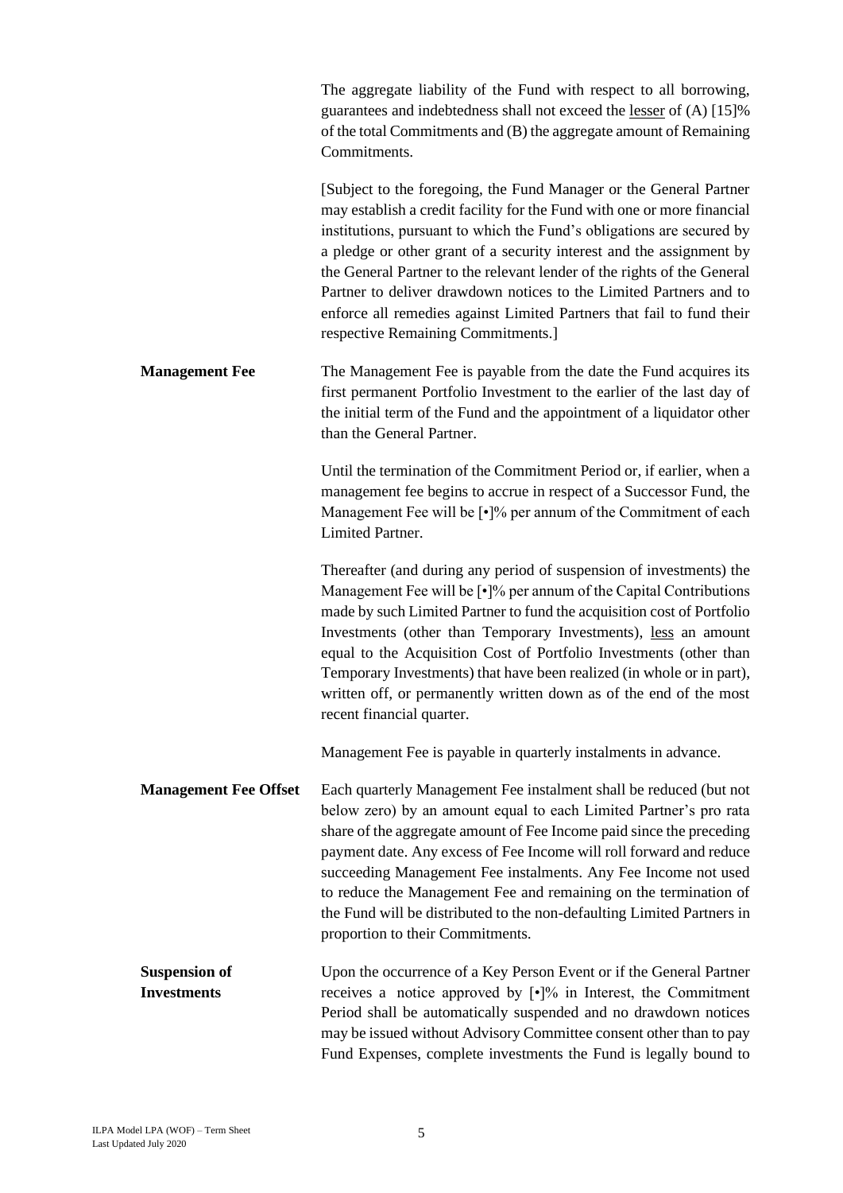The aggregate liability of the Fund with respect to all borrowing, guarantees and indebtedness shall not exceed the lesser of (A) [15]% of the total Commitments and (B) the aggregate amount of Remaining Commitments.

[Subject to the foregoing, the Fund Manager or the General Partner may establish a credit facility for the Fund with one or more financial institutions, pursuant to which the Fund's obligations are secured by a pledge or other grant of a security interest and the assignment by the General Partner to the relevant lender of the rights of the General Partner to deliver drawdown notices to the Limited Partners and to enforce all remedies against Limited Partners that fail to fund their respective Remaining Commitments.]

**Management Fee**

The Management Fee is payable from the date the Fund acquires its first permanent Portfolio Investment to the earlier of the last day of the initial term of the Fund and the appointment of a liquidator other than the General Partner.

Until the termination of the Commitment Period or, if earlier, when a management fee begins to accrue in respect of a Successor Fund, the Management Fee will be [•]% per annum of the Commitment of each Limited Partner.

Thereafter (and during any period of suspension of investments) the Management Fee will be [•]% per annum of the Capital Contributions made by such Limited Partner to fund the acquisition cost of Portfolio Investments (other than Temporary Investments), less an amount equal to the Acquisition Cost of Portfolio Investments (other than Temporary Investments) that have been realized (in whole or in part), written off, or permanently written down as of the end of the most recent financial quarter.

Management Fee is payable in quarterly instalments in advance.

**Management Fee Offset**

Each quarterly Management Fee instalment shall be reduced (but not below zero) by an amount equal to each Limited Partner's pro rata share of the aggregate amount of Fee Income paid since the preceding payment date. Any excess of Fee Income will roll forward and reduce succeeding Management Fee instalments. Any Fee Income not used to reduce the Management Fee and remaining on the termination of the Fund will be distributed to the non-defaulting Limited Partners in proportion to their Commitments.

**Suspension of Investments**

Upon the occurrence of a Key Person Event or if the General Partner receives a notice approved by [•]% in Interest, the Commitment Period shall be automatically suspended and no drawdown notices may be issued without Advisory Committee consent other than to pay Fund Expenses, complete investments the Fund is legally bound to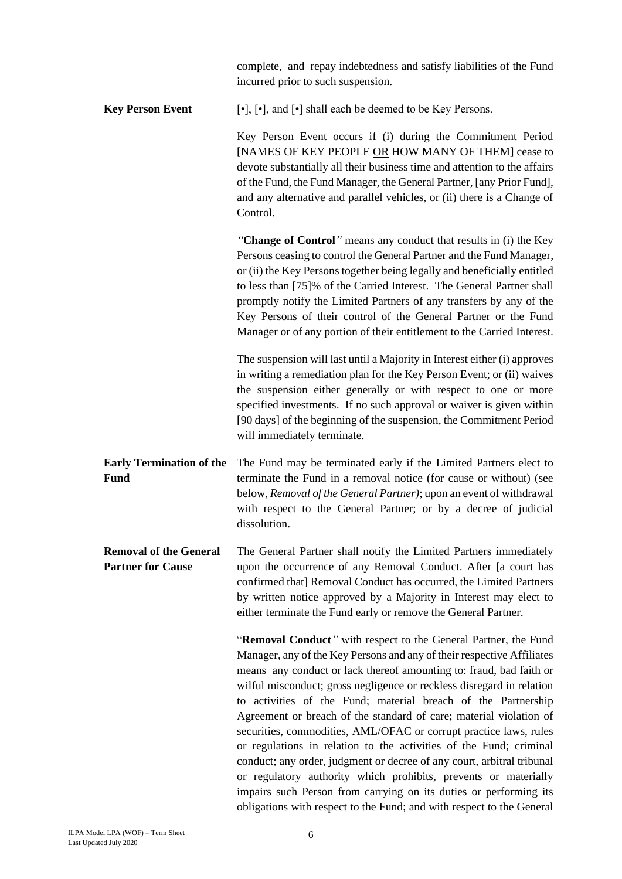complete, and repay indebtedness and satisfy liabilities of the Fund incurred prior to such suspension.

**Key Person Event**

[•], [•], and [•] shall each be deemed to be Key Persons.

Key Person Event occurs if (i) during the Commitment Period [NAMES OF KEY PEOPLE OR HOW MANY OF THEM] cease to devote substantially all their business time and attention to the affairs of the Fund, the Fund Manager, the General Partner, [any Prior Fund], and any alternative and parallel vehicles, or (ii) there is a Change of Control.

*"***Change of Control***"* means any conduct that results in (i) the Key Persons ceasing to control the General Partner and the Fund Manager, or (ii) the Key Persons together being legally and beneficially entitled to less than [75]% of the Carried Interest. The General Partner shall promptly notify the Limited Partners of any transfers by any of the Key Persons of their control of the General Partner or the Fund Manager or of any portion of their entitlement to the Carried Interest.

The suspension will last until a Majority in Interest either (i) approves in writing a remediation plan for the Key Person Event; or (ii) waives the suspension either generally or with respect to one or more specified investments. If no such approval or waiver is given within [90 days] of the beginning of the suspension, the Commitment Period will immediately terminate.

**Early Termination of the Fund**

The Fund may be terminated early if the Limited Partners elect to terminate the Fund in a removal notice (for cause or without) (see below, *Removal of the General Partner)*; upon an event of withdrawal with respect to the General Partner; or by a decree of judicial dissolution.

**Removal of the General Partner for Cause**

The General Partner shall notify the Limited Partners immediately upon the occurrence of any Removal Conduct. After [a court has confirmed that] Removal Conduct has occurred, the Limited Partners by written notice approved by a Majority in Interest may elect to either terminate the Fund early or remove the General Partner.

"**Removal Conduct***"* with respect to the General Partner, the Fund Manager, any of the Key Persons and any of their respective Affiliates means any conduct or lack thereof amounting to: fraud, bad faith or wilful misconduct; gross negligence or reckless disregard in relation to activities of the Fund; material breach of the Partnership Agreement or breach of the standard of care; material violation of securities, commodities, AML/OFAC or corrupt practice laws, rules or regulations in relation to the activities of the Fund; criminal conduct; any order, judgment or decree of any court, arbitral tribunal or regulatory authority which prohibits, prevents or materially impairs such Person from carrying on its duties or performing its obligations with respect to the Fund; and with respect to the General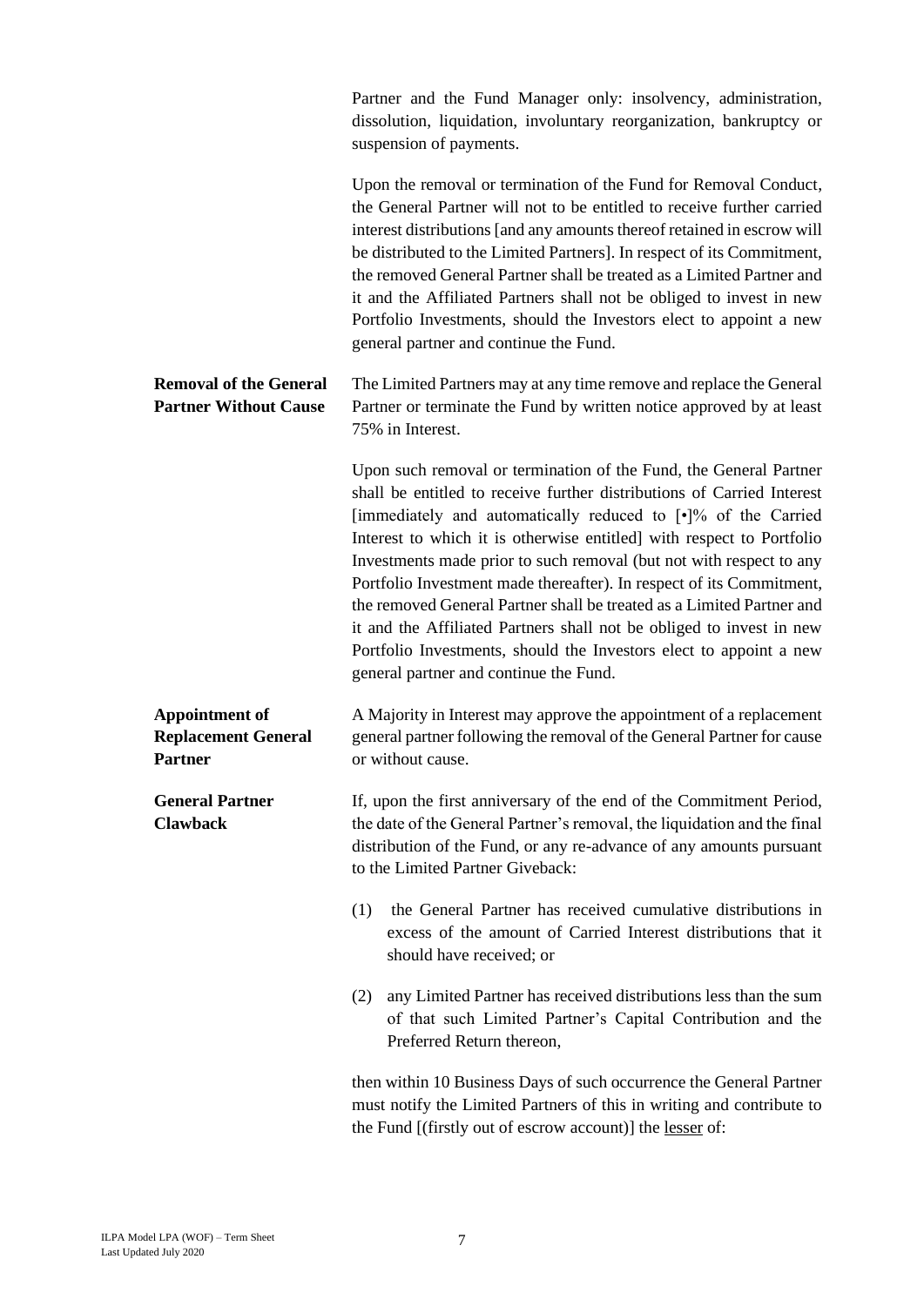Partner and the Fund Manager only: insolvency, administration, dissolution, liquidation, involuntary reorganization, bankruptcy or suspension of payments.

Upon the removal or termination of the Fund for Removal Conduct, the General Partner will not to be entitled to receive further carried interest distributions [and any amounts thereof retained in escrow will be distributed to the Limited Partners]. In respect of its Commitment, the removed General Partner shall be treated as a Limited Partner and it and the Affiliated Partners shall not be obliged to invest in new Portfolio Investments, should the Investors elect to appoint a new general partner and continue the Fund.

**Removal of the General Partner Without Cause**

The Limited Partners may at any time remove and replace the General Partner or terminate the Fund by written notice approved by at least 75% in Interest.

Upon such removal or termination of the Fund, the General Partner shall be entitled to receive further distributions of Carried Interest [immediately and automatically reduced to [•]% of the Carried Interest to which it is otherwise entitled] with respect to Portfolio Investments made prior to such removal (but not with respect to any Portfolio Investment made thereafter). In respect of its Commitment, the removed General Partner shall be treated as a Limited Partner and it and the Affiliated Partners shall not be obliged to invest in new Portfolio Investments, should the Investors elect to appoint a new general partner and continue the Fund.

**Appointment of Replacement General Partner**

A Majority in Interest may approve the appointment of a replacement general partner following the removal of the General Partner for cause or without cause.

**General Partner Clawback**

If, upon the first anniversary of the end of the Commitment Period, the date of the General Partner's removal, the liquidation and the final distribution of the Fund, or any re-advance of any amounts pursuant to the Limited Partner Giveback:

(1) the General Partner has received cumulative distributions in excess of the amount of Carried Interest distributions that it should have received; or

(2) any Limited Partner has received distributions less than the sum of that such Limited Partner's Capital Contribution and the Preferred Return thereon,

then within 10 Business Days of such occurrence the General Partner must notify the Limited Partners of this in writing and contribute to the Fund [(firstly out of escrow account)] the <u>lesser</u> of: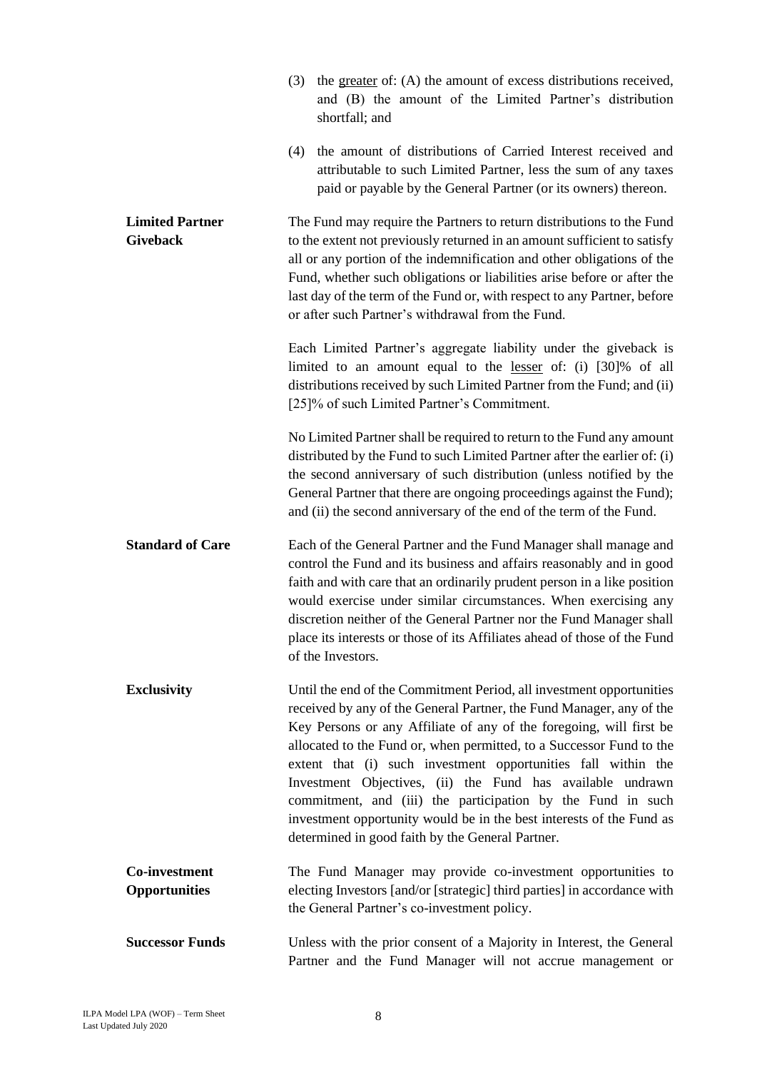(3) the greater of: (A) the amount of excess distributions received, and (B) the amount of the Limited Partner's distribution shortfall; and

(4) the amount of distributions of Carried Interest received and attributable to such Limited Partner, less the sum of any taxes paid or payable by the General Partner (or its owners) thereon.

**Limited Partner Giveback**

The Fund may require the Partners to return distributions to the Fund to the extent not previously returned in an amount sufficient to satisfy all or any portion of the indemnification and other obligations of the Fund, whether such obligations or liabilities arise before or after the last day of the term of the Fund or, with respect to any Partner, before or after such Partner's withdrawal from the Fund.

Each Limited Partner's aggregate liability under the giveback is limited to an amount equal to the lesser of: (i) [30]% of all distributions received by such Limited Partner from the Fund; and (ii) [25]% of such Limited Partner's Commitment.

No Limited Partner shall be required to return to the Fund any amount distributed by the Fund to such Limited Partner after the earlier of: (i) the second anniversary of such distribution (unless notified by the General Partner that there are ongoing proceedings against the Fund); and (ii) the second anniversary of the end of the term of the Fund.

**Standard of Care**

Each of the General Partner and the Fund Manager shall manage and control the Fund and its business and affairs reasonably and in good faith and with care that an ordinarily prudent person in a like position would exercise under similar circumstances. When exercising any discretion neither of the General Partner nor the Fund Manager shall place its interests or those of its Affiliates ahead of those of the Fund of the Investors.

**Exclusivity**

Until the end of the Commitment Period, all investment opportunities received by any of the General Partner, the Fund Manager, any of the Key Persons or any Affiliate of any of the foregoing, will first be allocated to the Fund or, when permitted, to a Successor Fund to the extent that (i) such investment opportunities fall within the Investment Objectives, (ii) the Fund has available undrawn commitment, and (iii) the participation by the Fund in such investment opportunity would be in the best interests of the Fund as determined in good faith by the General Partner.

**Co-investment Opportunities**

The Fund Manager may provide co-investment opportunities to electing Investors [and/or [strategic] third parties] in accordance with the General Partner's co-investment policy.

**Successor Funds**

Unless with the prior consent of a Majority in Interest, the General Partner and the Fund Manager will not accrue management or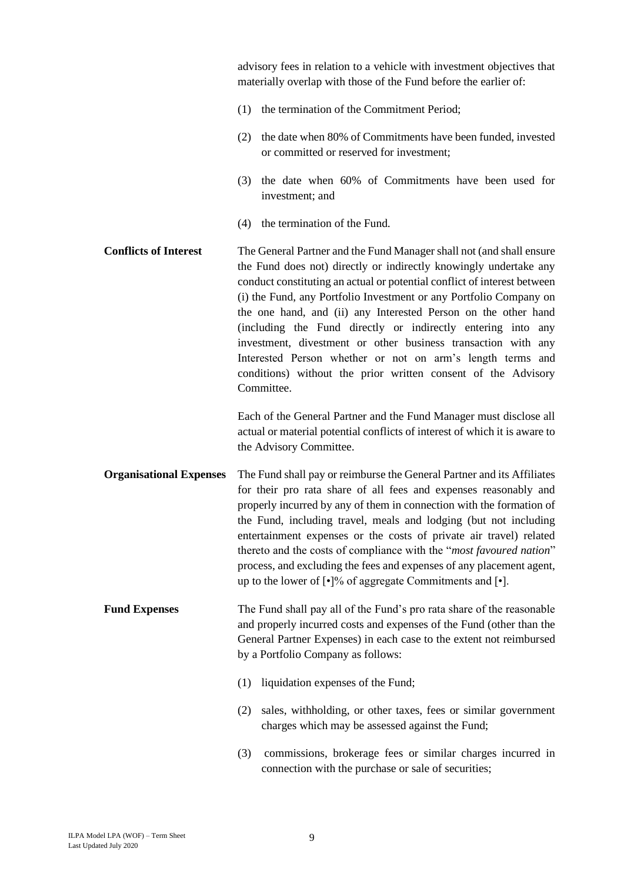advisory fees in relation to a vehicle with investment objectives that materially overlap with those of the Fund before the earlier of:

(1) the termination of the Commitment Period;

(2) the date when 80% of Commitments have been funded, invested or committed or reserved for investment;

(3) the date when 60% of Commitments have been used for investment; and

(4) the termination of the Fund.

**Conflicts of Interest**

The General Partner and the Fund Manager shall not (and shall ensure the Fund does not) directly or indirectly knowingly undertake any conduct constituting an actual or potential conflict of interest between (i) the Fund, any Portfolio Investment or any Portfolio Company on the one hand, and (ii) any Interested Person on the other hand (including the Fund directly or indirectly entering into any investment, divestment or other business transaction with any Interested Person whether or not on arm's length terms and conditions) without the prior written consent of the Advisory Committee.

Each of the General Partner and the Fund Manager must disclose all actual or material potential conflicts of interest of which it is aware to the Advisory Committee.

**Organisational Expenses**

The Fund shall pay or reimburse the General Partner and its Affiliates for their pro rata share of all fees and expenses reasonably and properly incurred by any of them in connection with the formation of the Fund, including travel, meals and lodging (but not including entertainment expenses or the costs of private air travel) related thereto and the costs of compliance with the "*most favoured nation*" process, and excluding the fees and expenses of any placement agent, up to the lower of [•]% of aggregate Commitments and [•].

**Fund Expenses**

The Fund shall pay all of the Fund's pro rata share of the reasonable and properly incurred costs and expenses of the Fund (other than the General Partner Expenses) in each case to the extent not reimbursed by a Portfolio Company as follows:

(1) liquidation expenses of the Fund;

(2) sales, withholding, or other taxes, fees or similar government charges which may be assessed against the Fund;

(3) commissions, brokerage fees or similar charges incurred in connection with the purchase or sale of securities;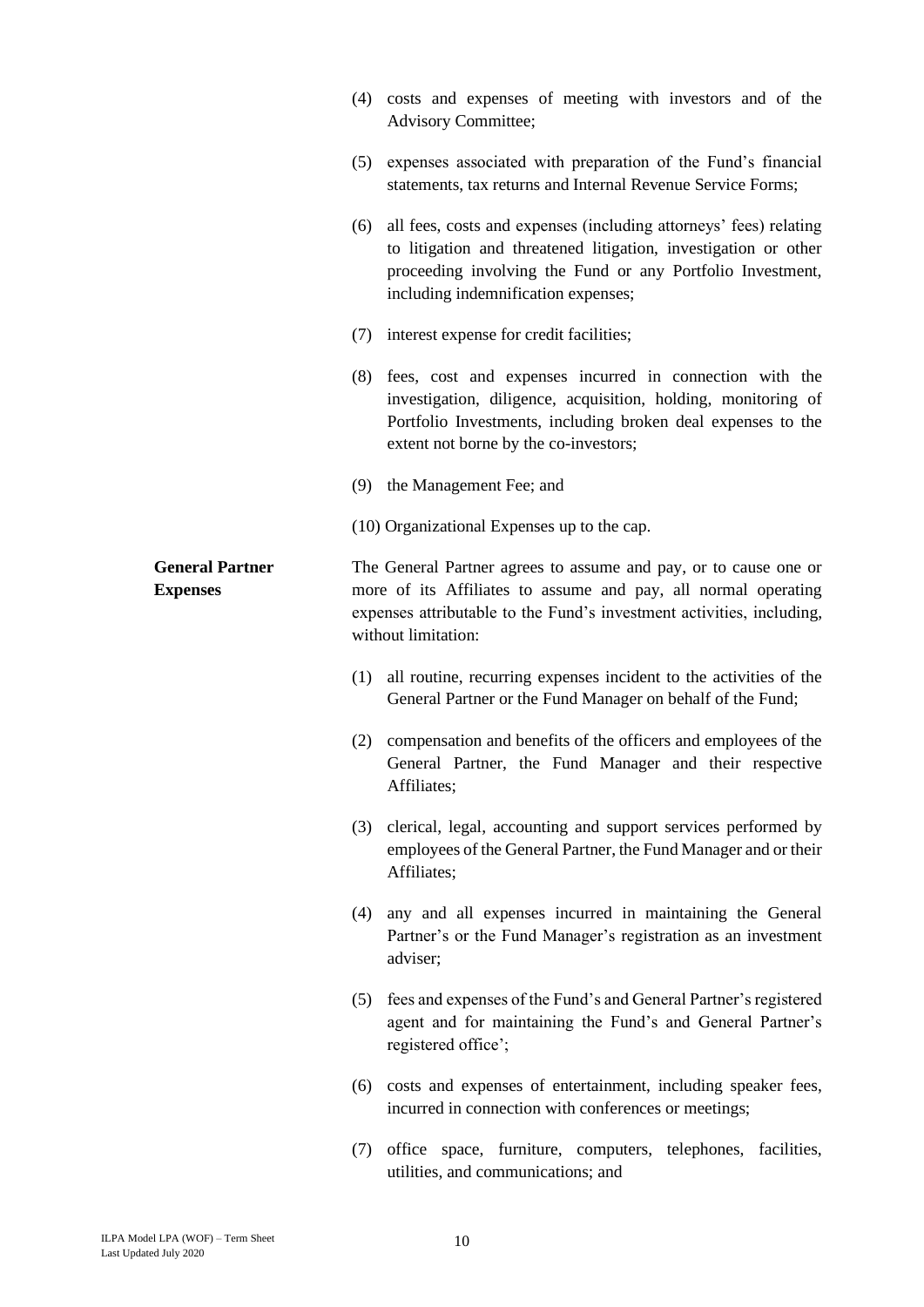(4) costs and expenses of meeting with investors and of the Advisory Committee;

(5) expenses associated with preparation of the Fund's financial statements, tax returns and Internal Revenue Service Forms;

(6) all fees, costs and expenses (including attorneys' fees) relating to litigation and threatened litigation, investigation or other proceeding involving the Fund or any Portfolio Investment, including indemnification expenses;

(7) interest expense for credit facilities;

(8) fees, cost and expenses incurred in connection with the investigation, diligence, acquisition, holding, monitoring of Portfolio Investments, including broken deal expenses to the extent not borne by the co-investors;

(9) the Management Fee; and

(10) Organizational Expenses up to the cap.

**General Partner Expenses**

The General Partner agrees to assume and pay, or to cause one or more of its Affiliates to assume and pay, all normal operating expenses attributable to the Fund's investment activities, including, without limitation:

(1) all routine, recurring expenses incident to the activities of the General Partner or the Fund Manager on behalf of the Fund;

(2) compensation and benefits of the officers and employees of the General Partner, the Fund Manager and their respective Affiliates;

(3) clerical, legal, accounting and support services performed by employees of the General Partner, the Fund Manager and or their Affiliates;

(4) any and all expenses incurred in maintaining the General Partner's or the Fund Manager's registration as an investment adviser;

(5) fees and expenses of the Fund's and General Partner's registered agent and for maintaining the Fund's and General Partner's registered office';

(6) costs and expenses of entertainment, including speaker fees, incurred in connection with conferences or meetings;

(7) office space, furniture, computers, telephones, facilities, utilities, and communications; and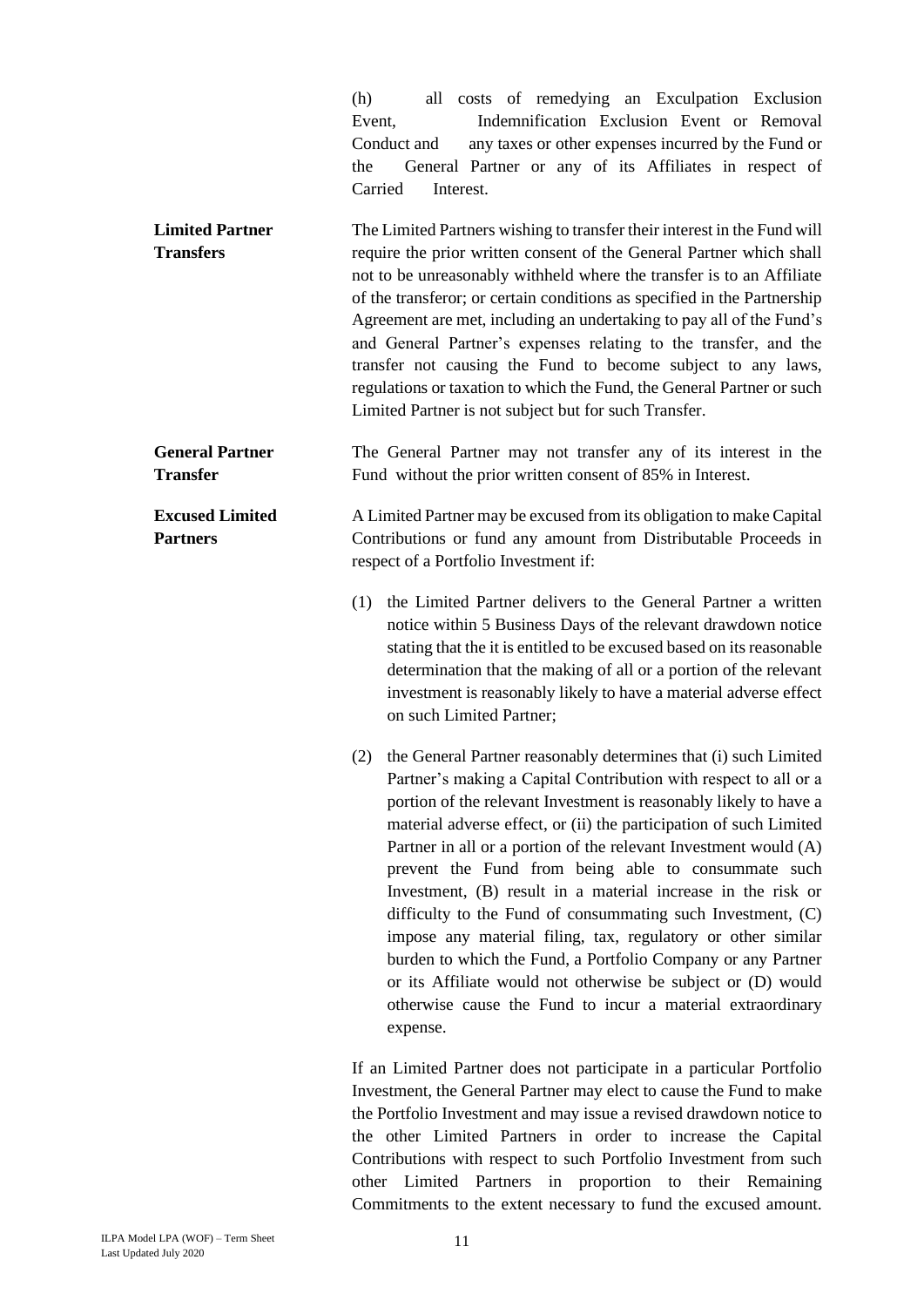(h) all costs of remedying an Exculpation Exclusion Event, Indemnification Exclusion Event or Removal Conduct and any taxes or other expenses incurred by the Fund or the General Partner or any of its Affiliates in respect of Carried Interest.

**Limited Partner Transfers**

The Limited Partners wishing to transfer their interest in the Fund will require the prior written consent of the General Partner which shall not to be unreasonably withheld where the transfer is to an Affiliate of the transferor; or certain conditions as specified in the Partnership Agreement are met, including an undertaking to pay all of the Fund's and General Partner's expenses relating to the transfer, and the transfer not causing the Fund to become subject to any laws, regulations or taxation to which the Fund, the General Partner or such Limited Partner is not subject but for such Transfer.

**General Partner Transfer**

The General Partner may not transfer any of its interest in the Fund without the prior written consent of 85% in Interest.

**Excused Limited Partners**

A Limited Partner may be excused from its obligation to make Capital Contributions or fund any amount from Distributable Proceeds in respect of a Portfolio Investment if:

(1) the Limited Partner delivers to the General Partner a written notice within 5 Business Days of the relevant drawdown notice stating that the it is entitled to be excused based on its reasonable determination that the making of all or a portion of the relevant investment is reasonably likely to have a material adverse effect on such Limited Partner;

(2) the General Partner reasonably determines that (i) such Limited Partner's making a Capital Contribution with respect to all or a portion of the relevant Investment is reasonably likely to have a material adverse effect, or (ii) the participation of such Limited Partner in all or a portion of the relevant Investment would (A) prevent the Fund from being able to consummate such Investment, (B) result in a material increase in the risk or difficulty to the Fund of consummating such Investment, (C) impose any material filing, tax, regulatory or other similar burden to which the Fund, a Portfolio Company or any Partner or its Affiliate would not otherwise be subject or (D) would otherwise cause the Fund to incur a material extraordinary expense.

If an Limited Partner does not participate in a particular Portfolio Investment, the General Partner may elect to cause the Fund to make the Portfolio Investment and may issue a revised drawdown notice to the other Limited Partners in order to increase the Capital Contributions with respect to such Portfolio Investment from such other Limited Partners in proportion to their Remaining Commitments to the extent necessary to fund the excused amount.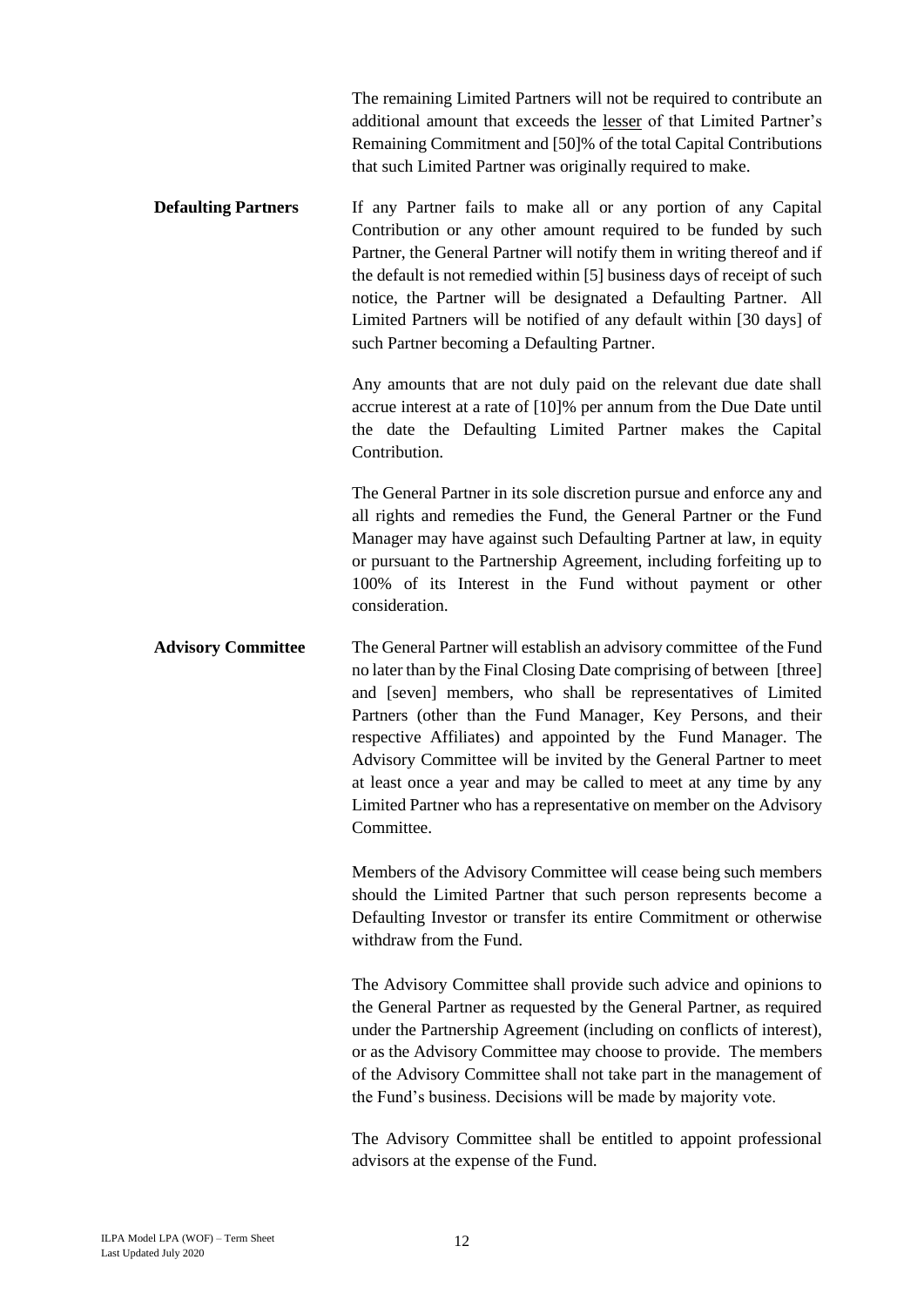The remaining Limited Partners will not be required to contribute an additional amount that exceeds the lesser of that Limited Partner's Remaining Commitment and [50]% of the total Capital Contributions that such Limited Partner was originally required to make.

**Defaulting Partners**

If any Partner fails to make all or any portion of any Capital Contribution or any other amount required to be funded by such Partner, the General Partner will notify them in writing thereof and if the default is not remedied within [5] business days of receipt of such notice, the Partner will be designated a Defaulting Partner. All Limited Partners will be notified of any default within [30 days] of such Partner becoming a Defaulting Partner.

Any amounts that are not duly paid on the relevant due date shall accrue interest at a rate of [10]% per annum from the Due Date until the date the Defaulting Limited Partner makes the Capital Contribution.

The General Partner in its sole discretion pursue and enforce any and all rights and remedies the Fund, the General Partner or the Fund Manager may have against such Defaulting Partner at law, in equity or pursuant to the Partnership Agreement, including forfeiting up to 100% of its Interest in the Fund without payment or other consideration.

**Advisory Committee**

The General Partner will establish an advisory committee of the Fund no later than by the Final Closing Date comprising of between [three] and [seven] members, who shall be representatives of Limited Partners (other than the Fund Manager, Key Persons, and their respective Affiliates) and appointed by the Fund Manager. The Advisory Committee will be invited by the General Partner to meet at least once a year and may be called to meet at any time by any Limited Partner who has a representative on member on the Advisory Committee.

Members of the Advisory Committee will cease being such members should the Limited Partner that such person represents become a Defaulting Investor or transfer its entire Commitment or otherwise withdraw from the Fund.

The Advisory Committee shall provide such advice and opinions to the General Partner as requested by the General Partner, as required under the Partnership Agreement (including on conflicts of interest), or as the Advisory Committee may choose to provide. The members of the Advisory Committee shall not take part in the management of the Fund's business. Decisions will be made by majority vote.

The Advisory Committee shall be entitled to appoint professional advisors at the expense of the Fund.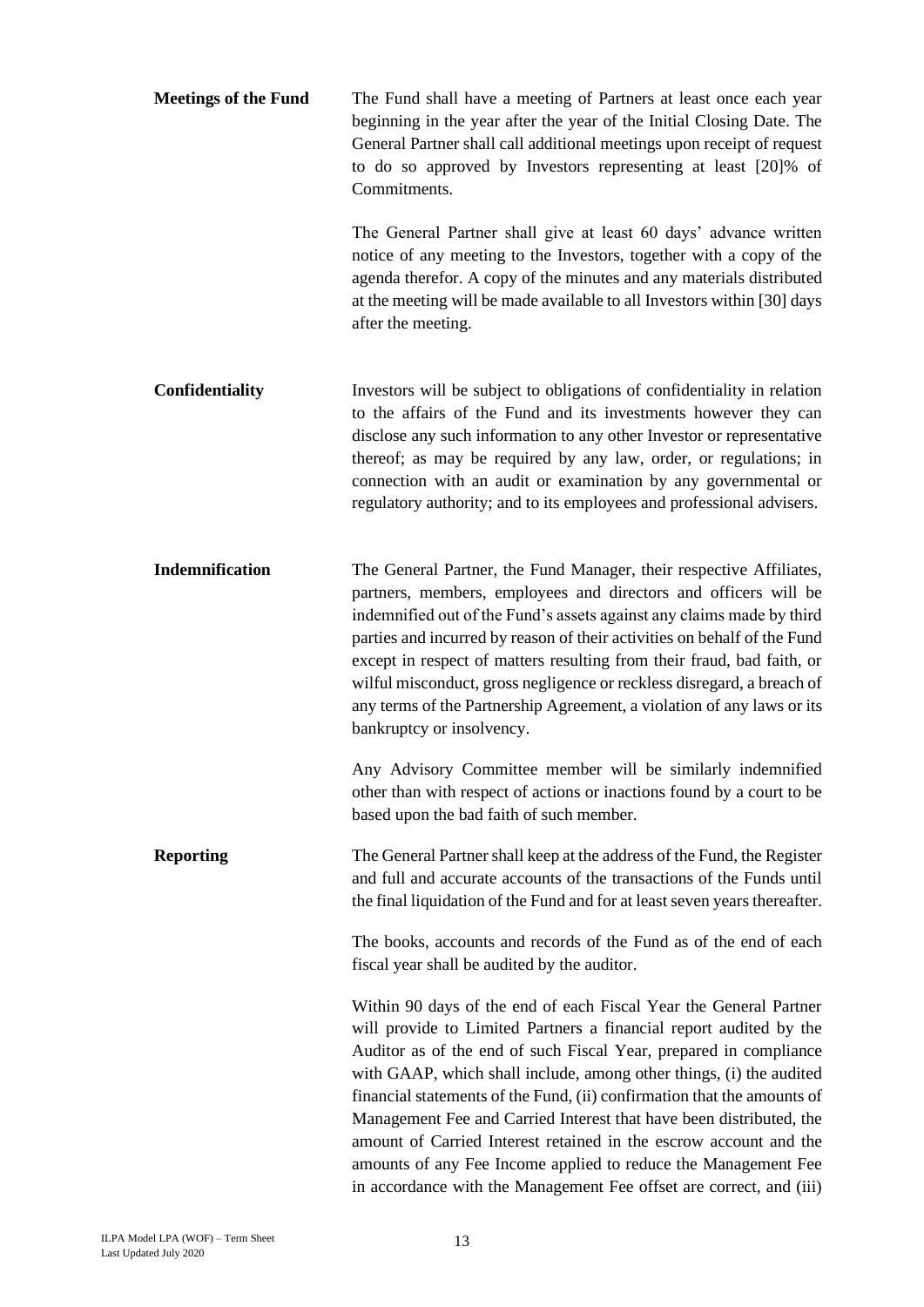**Meetings of the Fund**

The Fund shall have a meeting of Partners at least once each year beginning in the year after the year of the Initial Closing Date. The General Partner shall call additional meetings upon receipt of request to do so approved by Investors representing at least [20]% of Commitments.

The General Partner shall give at least 60 days' advance written notice of any meeting to the Investors, together with a copy of the agenda therefor. A copy of the minutes and any materials distributed at the meeting will be made available to all Investors within [30] days after the meeting.

**Confidentiality**

Investors will be subject to obligations of confidentiality in relation to the affairs of the Fund and its investments however they can disclose any such information to any other Investor or representative thereof; as may be required by any law, order, or regulations; in connection with an audit or examination by any governmental or regulatory authority; and to its employees and professional advisers.

**Indemnification**

The General Partner, the Fund Manager, their respective Affiliates, partners, members, employees and directors and officers will be indemnified out of the Fund's assets against any claims made by third parties and incurred by reason of their activities on behalf of the Fund except in respect of matters resulting from their fraud, bad faith, or wilful misconduct, gross negligence or reckless disregard, a breach of any terms of the Partnership Agreement, a violation of any laws or its bankruptcy or insolvency.

Any Advisory Committee member will be similarly indemnified other than with respect of actions or inactions found by a court to be based upon the bad faith of such member.

**Reporting**

The General Partner shall keep at the address of the Fund, the Register and full and accurate accounts of the transactions of the Funds until the final liquidation of the Fund and for at least seven years thereafter.

The books, accounts and records of the Fund as of the end of each fiscal year shall be audited by the auditor.

Within 90 days of the end of each Fiscal Year the General Partner will provide to Limited Partners a financial report audited by the Auditor as of the end of such Fiscal Year, prepared in compliance with GAAP, which shall include, among other things, (i) the audited financial statements of the Fund, (ii) confirmation that the amounts of Management Fee and Carried Interest that have been distributed, the amount of Carried Interest retained in the escrow account and the amounts of any Fee Income applied to reduce the Management Fee in accordance with the Management Fee offset are correct, and (iii)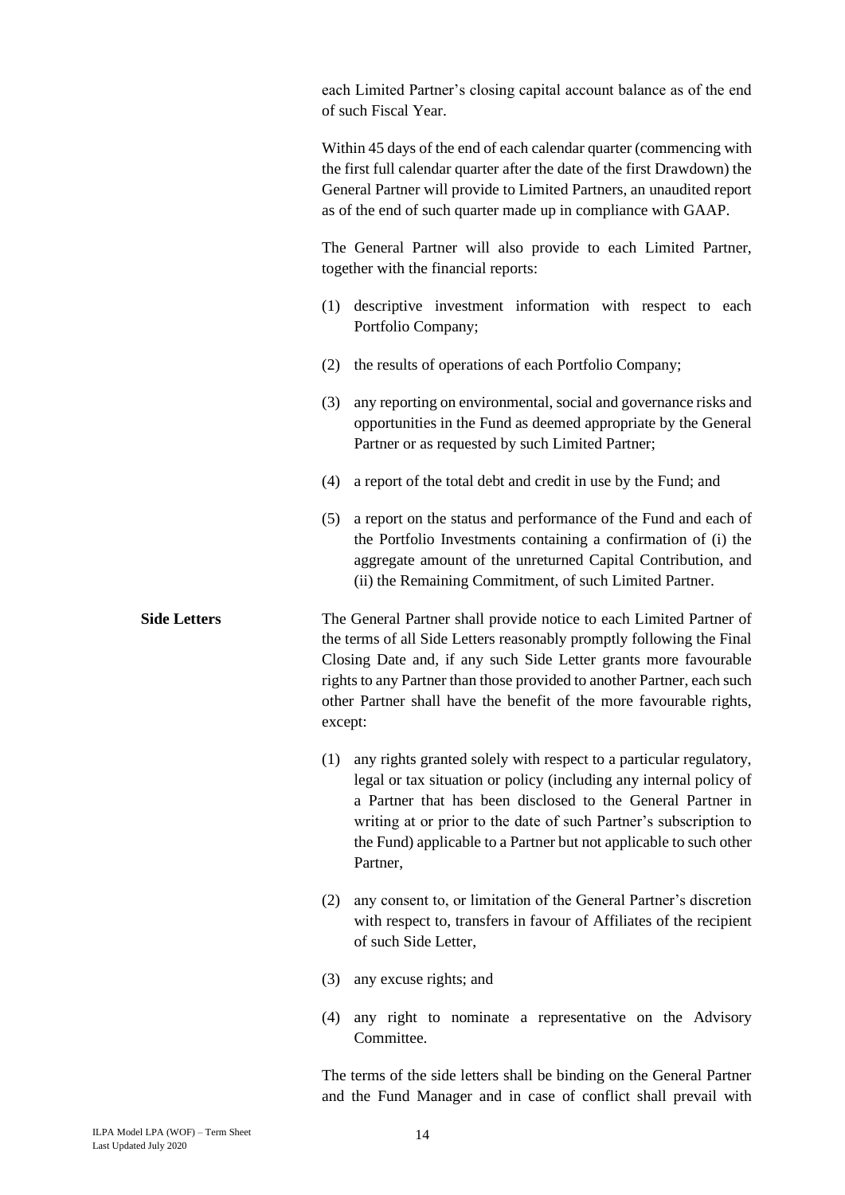each Limited Partner's closing capital account balance as of the end of such Fiscal Year.

Within 45 days of the end of each calendar quarter (commencing with the first full calendar quarter after the date of the first Drawdown) the General Partner will provide to Limited Partners, an unaudited report as of the end of such quarter made up in compliance with GAAP.

The General Partner will also provide to each Limited Partner, together with the financial reports:

(1) descriptive investment information with respect to each Portfolio Company;

(2) the results of operations of each Portfolio Company;

(3) any reporting on environmental, social and governance risks and opportunities in the Fund as deemed appropriate by the General Partner or as requested by such Limited Partner;

(4) a report of the total debt and credit in use by the Fund; and

(5) a report on the status and performance of the Fund and each of the Portfolio Investments containing a confirmation of (i) the aggregate amount of the unreturned Capital Contribution, and (ii) the Remaining Commitment, of such Limited Partner.

**Side Letters**

The General Partner shall provide notice to each Limited Partner of the terms of all Side Letters reasonably promptly following the Final Closing Date and, if any such Side Letter grants more favourable rights to any Partner than those provided to another Partner, each such other Partner shall have the benefit of the more favourable rights, except:

(1) any rights granted solely with respect to a particular regulatory, legal or tax situation or policy (including any internal policy of a Partner that has been disclosed to the General Partner in writing at or prior to the date of such Partner's subscription to the Fund) applicable to a Partner but not applicable to such other Partner,

(2) any consent to, or limitation of the General Partner's discretion with respect to, transfers in favour of Affiliates of the recipient of such Side Letter,

(3) any excuse rights; and

(4) any right to nominate a representative on the Advisory Committee.

The terms of the side letters shall be binding on the General Partner and the Fund Manager and in case of conflict shall prevail with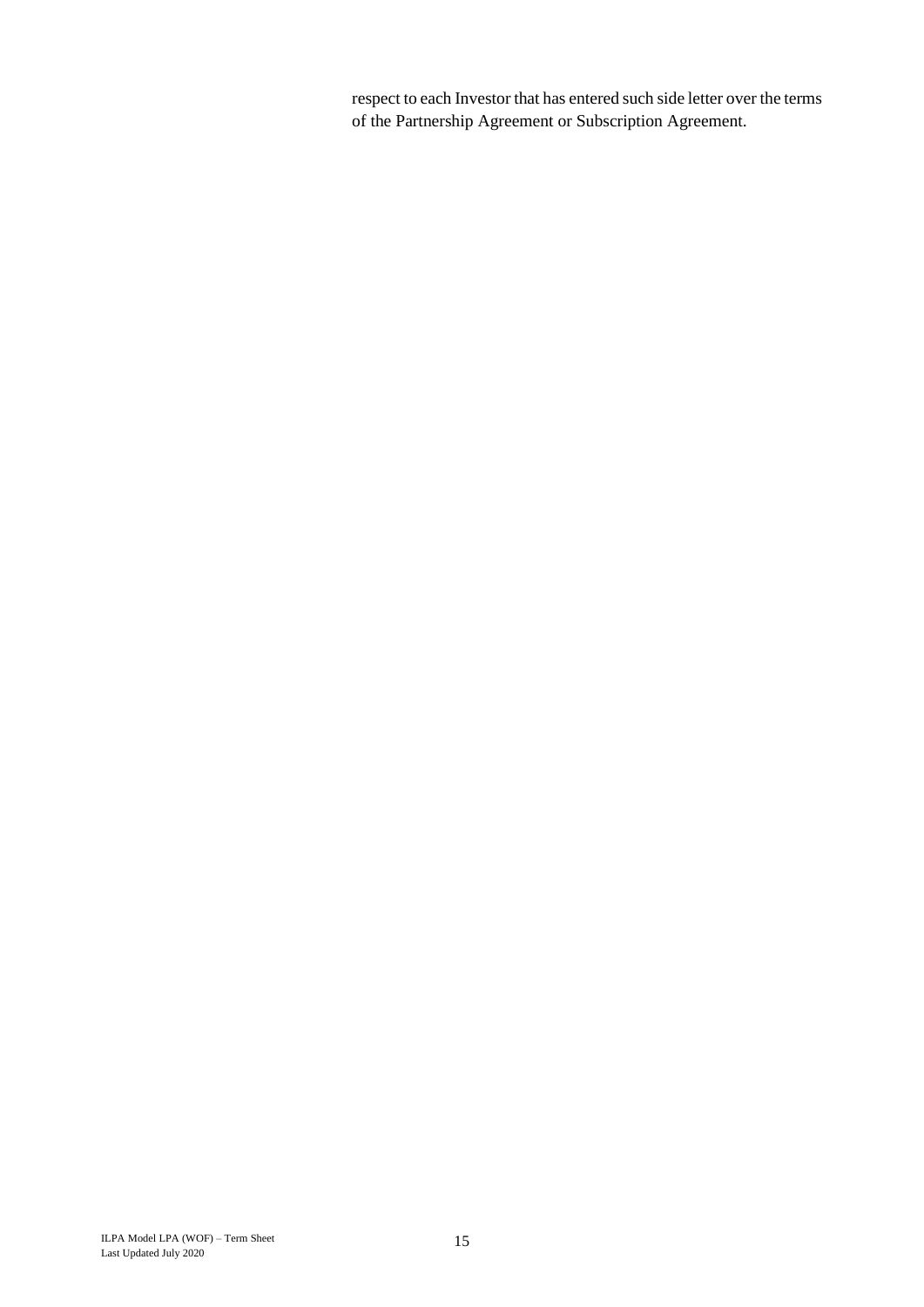respect to each Investor that has entered such side letter over the terms of the Partnership Agreement or Subscription Agreement.